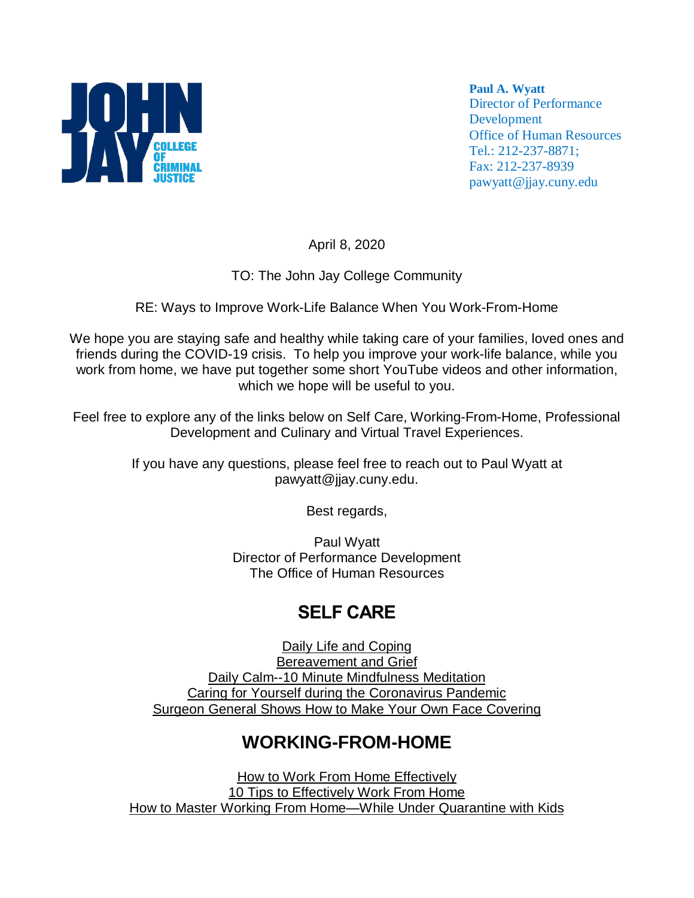**JOHN JAY COLLEGE OF CRIMINAL JUSTICE**

**Paul A. Wyatt**
Director of Performance Development
Office of Human Resources
Tel.: 212-237-8871;
Fax: 212-237-8939
pawyatt@jjay.cuny.edu

April 8, 2020

TO: The John Jay College Community

RE: Ways to Improve Work-Life Balance When You Work-From-Home

We hope you are staying safe and healthy while taking care of your families, loved ones and friends during the COVID-19 crisis. To help you improve your work-life balance, while you work from home, we have put together some short YouTube videos and other information, which we hope will be useful to you.

Feel free to explore any of the links below on Self Care, Working-From-Home, Professional Development and Culinary and Virtual Travel Experiences.

If you have any questions, please feel free to reach out to Paul Wyatt at pawyatt@jjay.cuny.edu.

Best regards,

Paul Wyatt
Director of Performance Development
The Office of Human Resources

## SELF CARE

Daily Life and Coping
Bereavement and Grief
Daily Calm--10 Minute Mindfulness Meditation
Caring for Yourself during the Coronavirus Pandemic
Surgeon General Shows How to Make Your Own Face Covering

## WORKING-FROM-HOME

How to Work From Home Effectively
10 Tips to Effectively Work From Home
How to Master Working From Home—While Under Quarantine with Kids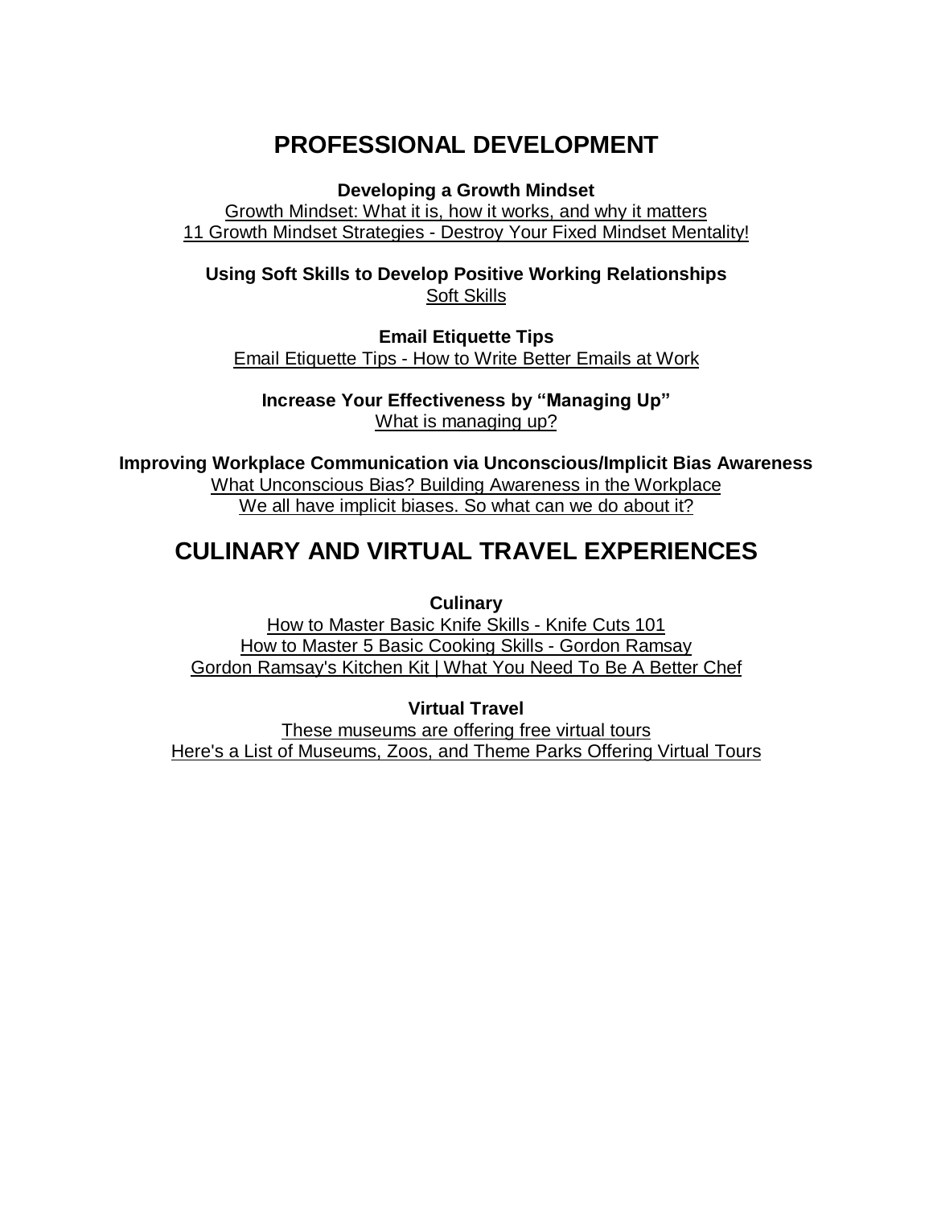# PROFESSIONAL DEVELOPMENT

**Developing a Growth Mindset**

Growth Mindset: What it is, how it works, and why it matters

11 Growth Mindset Strategies - Destroy Your Fixed Mindset Mentality!

**Using Soft Skills to Develop Positive Working Relationships**

Soft Skills

**Email Etiquette Tips**

Email Etiquette Tips - How to Write Better Emails at Work

**Increase Your Effectiveness by "Managing Up"**

What is managing up?

**Improving Workplace Communication via Unconscious/Implicit Bias Awareness**

What Unconscious Bias? Building Awareness in the Workplace

We all have implicit biases. So what can we do about it?

# CULINARY AND VIRTUAL TRAVEL EXPERIENCES

**Culinary**

How to Master Basic Knife Skills - Knife Cuts 101

How to Master 5 Basic Cooking Skills - Gordon Ramsay

Gordon Ramsay's Kitchen Kit | What You Need To Be A Better Chef

**Virtual Travel**

These museums are offering free virtual tours

Here's a List of Museums, Zoos, and Theme Parks Offering Virtual Tours